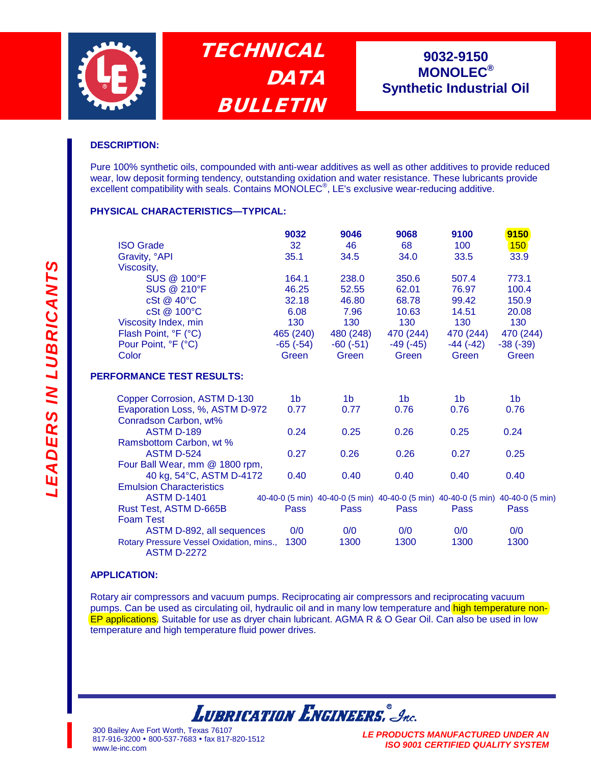# TECHNICAL DATA BULLETIN

## 9032-9150 MONOLEC® Synthetic Industrial Oil

### DESCRIPTION:

Pure 100% synthetic oils, compounded with anti-wear additives as well as other additives to provide reduced wear, low deposit forming tendency, outstanding oxidation and water resistance. These lubricants provide excellent compatibility with seals. Contains MONOLEC®, LE's exclusive wear-reducing additive.

### PHYSICAL CHARACTERISTICS—TYPICAL:

| | 9032 | 9046 | 9068 | 9100 | 9150 |
|---|---|---|---|---|---|
| ISO Grade | 32 | 46 | 68 | 100 | 150 |
| Gravity, °API | 35.1 | 34.5 | 34.0 | 33.5 | 33.9 |
| Viscosity, | | | | | |
| SUS @ 100°F | 164.1 | 238.0 | 350.6 | 507.4 | 773.1 |
| SUS @ 210°F | 46.25 | 52.55 | 62.01 | 76.97 | 100.4 |
| cSt @ 40°C | 32.18 | 46.80 | 68.78 | 99.42 | 150.9 |
| cSt @ 100°C | 6.08 | 7.96 | 10.63 | 14.51 | 20.08 |
| Viscosity Index, min | 130 | 130 | 130 | 130 | 130 |
| Flash Point, °F (°C) | 465 (240) | 480 (248) | 470 (244) | 470 (244) | 470 (244) |
| Pour Point, °F (°C) | -65 (-54) | -60 (-51) | -49 (-45) | -44 (-42) | -38 (-39) |
| Color | Green | Green | Green | Green | Green |

### PERFORMANCE TEST RESULTS:

| | 9032 | 9046 | 9068 | 9100 | 9150 |
|---|---|---|---|---|---|
| Copper Corrosion, ASTM D-130 | 1b | 1b | 1b | 1b | 1b |
| Evaporation Loss, %, ASTM D-972 | 0.77 | 0.77 | 0.76 | 0.76 | 0.76 |
| Conradson Carbon, wt% ASTM D-189 | 0.24 | 0.25 | 0.26 | 0.25 | 0.24 |
| Ramsbottom Carbon, wt % ASTM D-524 | 0.27 | 0.26 | 0.26 | 0.27 | 0.25 |
| Four Ball Wear, mm @ 1800 rpm, 40 kg, 54°C, ASTM D-4172 | 0.40 | 0.40 | 0.40 | 0.40 | 0.40 |
| Emulsion Characteristics ASTM D-1401 | 40-40-0 (5 min) | 40-40-0 (5 min) | 40-40-0 (5 min) | 40-40-0 (5 min) | 40-40-0 (5 min) |
| Rust Test, ASTM D-665B | Pass | Pass | Pass | Pass | Pass |
| Foam Test ASTM D-892, all sequences | 0/0 | 0/0 | 0/0 | 0/0 | 0/0 |
| Rotary Pressure Vessel Oxidation, mins., ASTM D-2272 | 1300 | 1300 | 1300 | 1300 | 1300 |

### APPLICATION:

Rotary air compressors and vacuum pumps. Reciprocating air compressors and reciprocating vacuum pumps. Can be used as circulating oil, hydraulic oil and in many low temperature and high temperature non-EP applications. Suitable for use as dryer chain lubricant. AGMA R & O Gear Oil. Can also be used in low temperature and high temperature fluid power drives.

*LEADERS IN LUBRICANTS*

**LUBRICATION ENGINEERS, Inc.**

300 Bailey Ave Fort Worth, Texas 76107
817-916-3200 • 800-537-7683 • fax 817-820-1512
www.le-inc.com

*LE PRODUCTS MANUFACTURED UNDER AN ISO 9001 CERTIFIED QUALITY SYSTEM*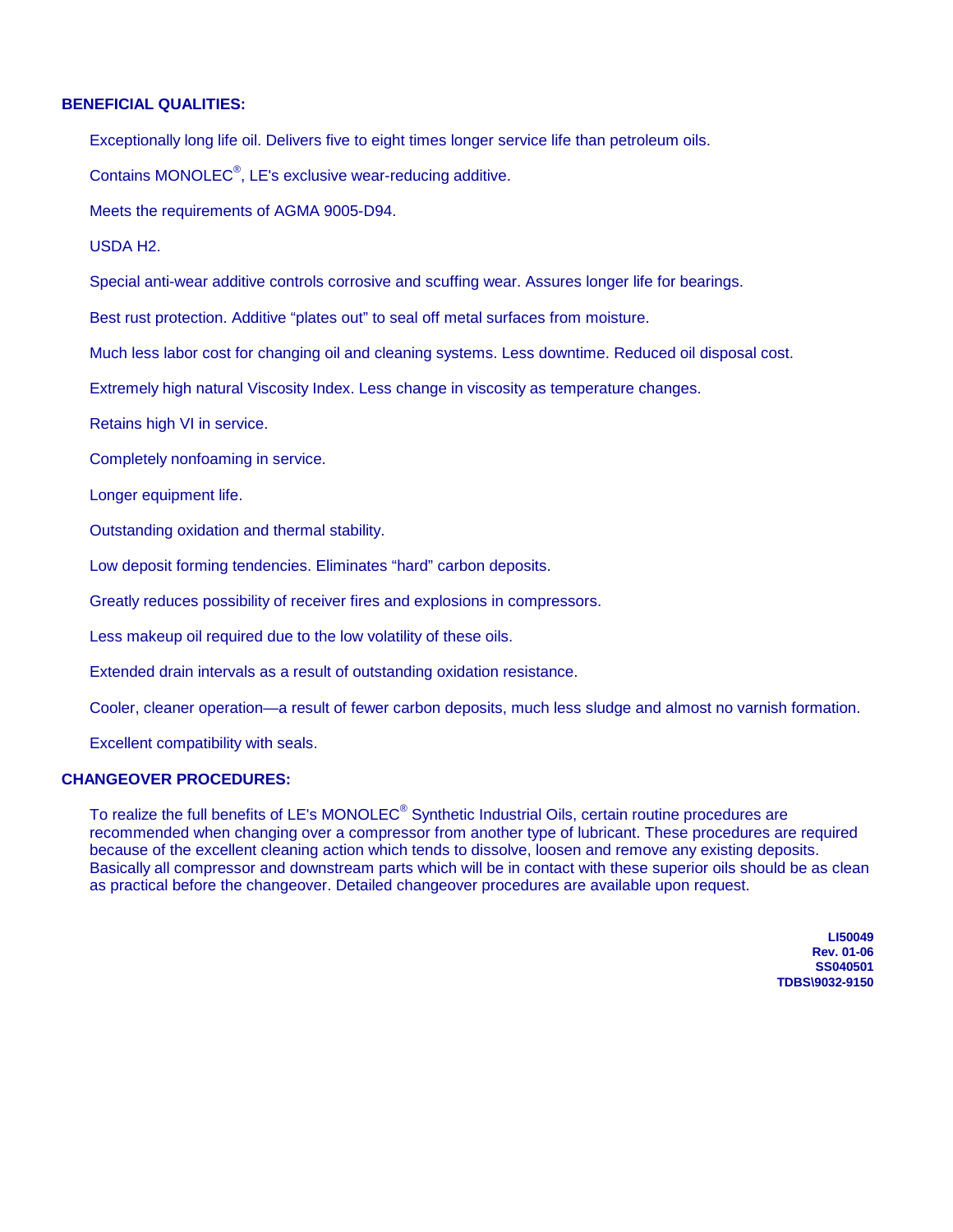## BENEFICIAL QUALITIES:

Exceptionally long life oil. Delivers five to eight times longer service life than petroleum oils.

Contains MONOLEC®, LE's exclusive wear-reducing additive.

Meets the requirements of AGMA 9005-D94.

USDA H2.

Special anti-wear additive controls corrosive and scuffing wear. Assures longer life for bearings.

Best rust protection. Additive "plates out" to seal off metal surfaces from moisture.

Much less labor cost for changing oil and cleaning systems. Less downtime. Reduced oil disposal cost.

Extremely high natural Viscosity Index. Less change in viscosity as temperature changes.

Retains high VI in service.

Completely nonfoaming in service.

Longer equipment life.

Outstanding oxidation and thermal stability.

Low deposit forming tendencies. Eliminates "hard" carbon deposits.

Greatly reduces possibility of receiver fires and explosions in compressors.

Less makeup oil required due to the low volatility of these oils.

Extended drain intervals as a result of outstanding oxidation resistance.

Cooler, cleaner operation—a result of fewer carbon deposits, much less sludge and almost no varnish formation.

Excellent compatibility with seals.

## CHANGEOVER PROCEDURES:

To realize the full benefits of LE's MONOLEC® Synthetic Industrial Oils, certain routine procedures are recommended when changing over a compressor from another type of lubricant. These procedures are required because of the excellent cleaning action which tends to dissolve, loosen and remove any existing deposits. Basically all compressor and downstream parts which will be in contact with these superior oils should be as clean as practical before the changeover. Detailed changeover procedures are available upon request.

**LI50049**
**Rev. 01-06**
**SS040501**
**TDBS\9032-9150**